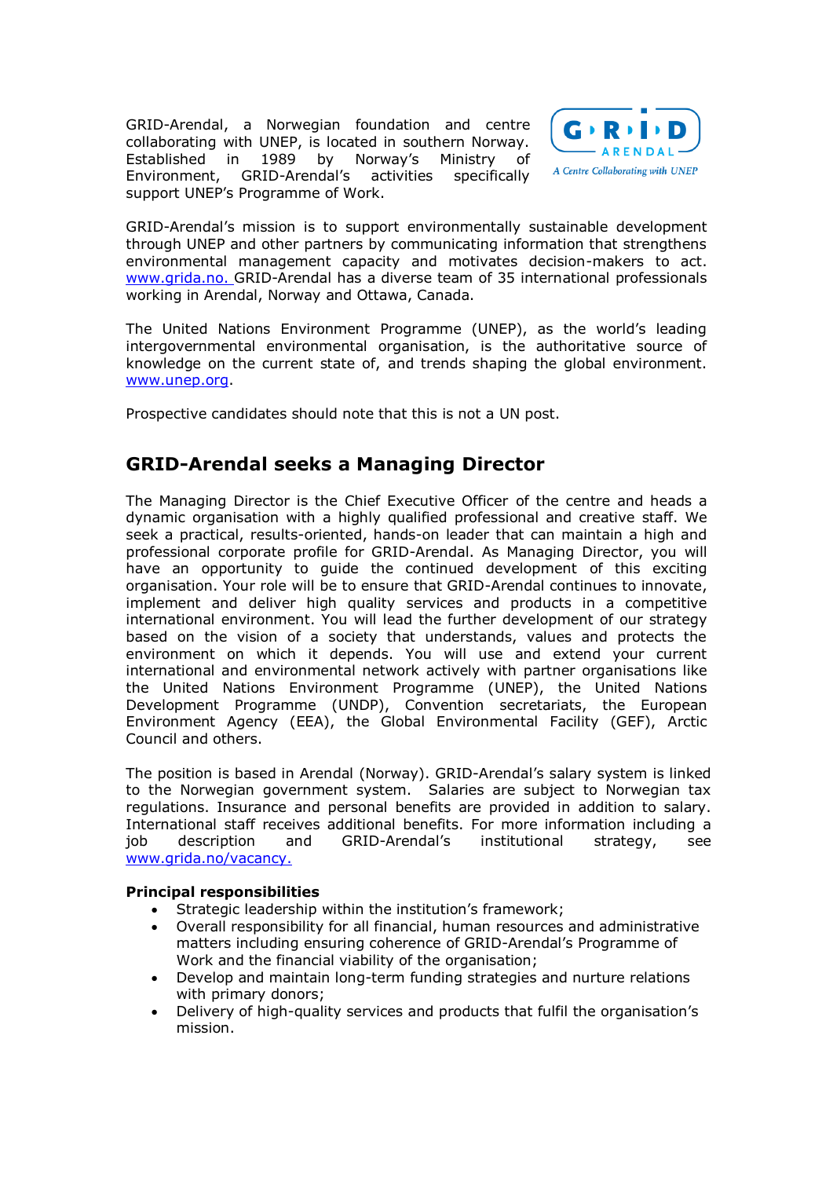GRID-Arendal, a Norwegian foundation and centre collaborating with UNEP, is located in southern Norway. Established in 1989 by Norway's Ministry of Environment, GRID-Arendal's activities specifically support UNEP's Programme of Work.

GRID-Arendal's mission is to support environmentally sustainable development through UNEP and other partners by communicating information that strengthens environmental management capacity and motivates decision-makers to act. www.grida.no. GRID-Arendal has a diverse team of 35 international professionals working in Arendal, Norway and Ottawa, Canada.

The United Nations Environment Programme (UNEP), as the world's leading intergovernmental environmental organisation, is the authoritative source of knowledge on the current state of, and trends shaping the global environment. www.unep.org.

Prospective candidates should note that this is not a UN post.

## GRID-Arendal seeks a Managing Director

The Managing Director is the Chief Executive Officer of the centre and heads a dynamic organisation with a highly qualified professional and creative staff. We seek a practical, results-oriented, hands-on leader that can maintain a high and professional corporate profile for GRID-Arendal. As Managing Director, you will have an opportunity to guide the continued development of this exciting organisation. Your role will be to ensure that GRID-Arendal continues to innovate, implement and deliver high quality services and products in a competitive international environment. You will lead the further development of our strategy based on the vision of a society that understands, values and protects the environment on which it depends. You will use and extend your current international and environmental network actively with partner organisations like the United Nations Environment Programme (UNEP), the United Nations Development Programme (UNDP), Convention secretariats, the European Environment Agency (EEA), the Global Environmental Facility (GEF), Arctic Council and others.

The position is based in Arendal (Norway). GRID-Arendal's salary system is linked to the Norwegian government system. Salaries are subject to Norwegian tax regulations. Insurance and personal benefits are provided in addition to salary. International staff receives additional benefits. For more information including a job description and GRID-Arendal's institutional strategy, see www.grida.no/vacancy.

**Principal responsibilities**

- Strategic leadership within the institution's framework;
- Overall responsibility for all financial, human resources and administrative matters including ensuring coherence of GRID-Arendal's Programme of Work and the financial viability of the organisation;
- Develop and maintain long-term funding strategies and nurture relations with primary donors;
- Delivery of high-quality services and products that fulfil the organisation's mission.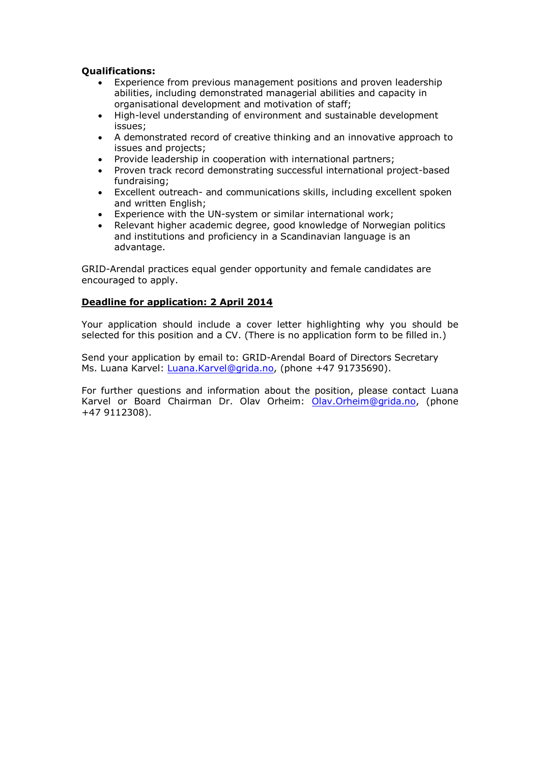**Qualifications:**

- Experience from previous management positions and proven leadership abilities, including demonstrated managerial abilities and capacity in organisational development and motivation of staff;
- High-level understanding of environment and sustainable development issues;
- A demonstrated record of creative thinking and an innovative approach to issues and projects;
- Provide leadership in cooperation with international partners;
- Proven track record demonstrating successful international project-based fundraising;
- Excellent outreach- and communications skills, including excellent spoken and written English;
- Experience with the UN-system or similar international work;
- Relevant higher academic degree, good knowledge of Norwegian politics and institutions and proficiency in a Scandinavian language is an advantage.

GRID-Arendal practices equal gender opportunity and female candidates are encouraged to apply.

**Deadline for application: 2 April 2014**

Your application should include a cover letter highlighting why you should be selected for this position and a CV. (There is no application form to be filled in.)

Send your application by email to: GRID-Arendal Board of Directors Secretary Ms. Luana Karvel: Luana.Karvel@grida.no, (phone +47 91735690).

For further questions and information about the position, please contact Luana Karvel or Board Chairman Dr. Olav Orheim: Olav.Orheim@grida.no, (phone +47 9112308).